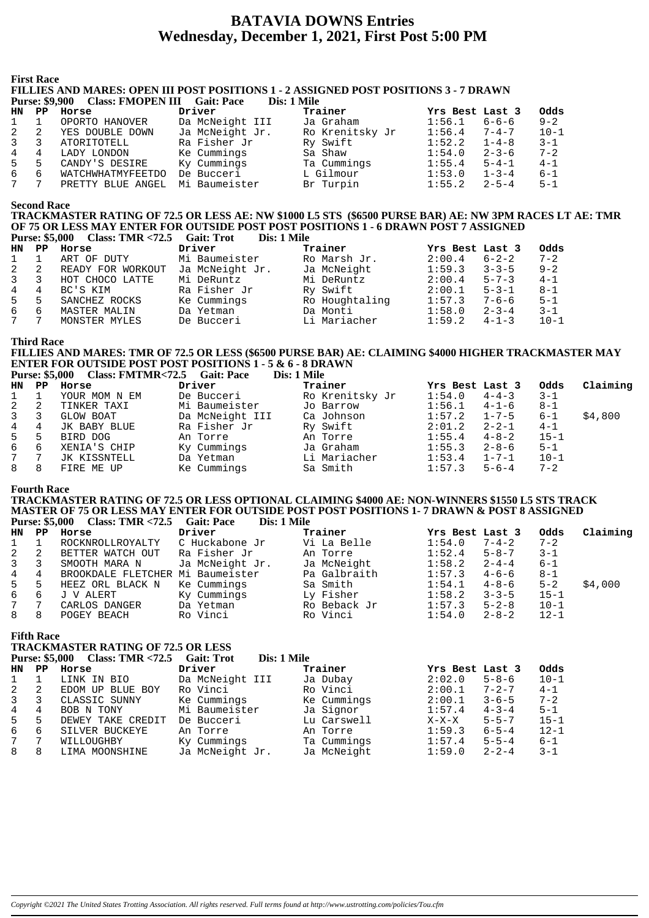# BATAVIA DOWNS Entries
## Wednesday, December 1, 2021, First Post 5:00 PM

### First Race

**FILLIES AND MARES: OPEN III POST POSITIONS 1 - 2 ASSIGNED POST POSITIONS 3 - 7 DRAWN**

**Purse: $9,900 Class: FMOPEN III Gait: Pace Dis: 1 Mile**

| HN | PP | Horse | Driver | Trainer | Yrs Best | Last 3 | Odds |
|---|---|---|---|---|---|---|---|
| 1 | 1 | OPORTO HANOVER | Da McNeight III | Ja Graham | 1:56.1 | 6-6-6 | 9-2 |
| 2 | 2 | YES DOUBLE DOWN | Ja McNeight Jr. | Ro Krenitsky Jr | 1:56.4 | 7-4-7 | 10-1 |
| 3 | 3 | ATORITOTELL | Ra Fisher Jr | Ry Swift | 1:52.2 | 1-4-8 | 3-1 |
| 4 | 4 | LADY LONDON | Ke Cummings | Sa Shaw | 1:54.0 | 2-3-6 | 7-2 |
| 5 | 5 | CANDY'S DESIRE | Ky Cummings | Ta Cummings | 1:55.4 | 5-4-1 | 4-1 |
| 6 | 6 | WATCHWHATMYFEETDO | De Bucceri | L Gilmour | 1:53.0 | 1-3-4 | 6-1 |
| 7 | 7 | PRETTY BLUE ANGEL | Mi Baumeister | Br Turpin | 1:55.2 | 2-5-4 | 5-1 |

### Second Race

**TRACKMASTER RATING OF 72.5 OR LESS AE: NW $1000 L5 STS ($6500 PURSE BAR) AE: NW 3PM RACES LT AE: TMR OF 75 OR LESS MAY ENTER FOR OUTSIDE POST POST POSITIONS 1 - 6 DRAWN POST 7 ASSIGNED**

**Purse: $5,000 Class: TMR <72.5 Gait: Trot Dis: 1 Mile**

| HN | PP | Horse | Driver | Trainer | Yrs Best | Last 3 | Odds |
|---|---|---|---|---|---|---|---|
| 1 | 1 | ART OF DUTY | Mi Baumeister | Ro Marsh Jr. | 2:00.4 | 6-2-2 | 7-2 |
| 2 | 2 | READY FOR WORKOUT | Ja McNeight Jr. | Ja McNeight | 1:59.3 | 3-3-5 | 9-2 |
| 3 | 3 | HOT CHOCO LATTE | Mi DeRuntz | Mi DeRuntz | 2:00.4 | 5-7-3 | 4-1 |
| 4 | 4 | BC'S KIM | Ra Fisher Jr | Ry Swift | 2:00.1 | 5-3-1 | 8-1 |
| 5 | 5 | SANCHEZ ROCKS | Ke Cummings | Ro Houghtaling | 1:57.3 | 7-6-6 | 5-1 |
| 6 | 6 | MASTER MALIN | Da Yetman | Da Monti | 1:58.0 | 2-3-4 | 3-1 |
| 7 | 7 | MONSTER MYLES | De Bucceri | Li Mariacher | 1:59.2 | 4-1-3 | 10-1 |

### Third Race

**FILLIES AND MARES: TMR OF 72.5 OR LESS ($6500 PURSE BAR) AE: CLAIMING $4000 HIGHER TRACKMASTER MAY ENTER FOR OUTSIDE POST POST POSITIONS 1 - 5 & 6 - 8 DRAWN**

**Purse: $5,000 Class: FMTMR<72.5 Gait: Pace Dis: 1 Mile**

| HN | PP | Horse | Driver | Trainer | Yrs Best | Last 3 | Odds | Claiming |
|---|---|---|---|---|---|---|---|---|
| 1 | 1 | YOUR MOM N EM | De Bucceri | Ro Krenitsky Jr | 1:54.0 | 4-4-3 | 3-1 | |
| 2 | 2 | TINKER TAXI | Mi Baumeister | Jo Barrow | 1:56.1 | 4-1-6 | 8-1 | |
| 3 | 3 | GLOW BOAT | Da McNeight III | Ca Johnson | 1:57.2 | 1-7-5 | 6-1 | $4,800 |
| 4 | 4 | JK BABY BLUE | Ra Fisher Jr | Ry Swift | 2:01.2 | 2-2-1 | 4-1 | |
| 5 | 5 | BIRD DOG | An Torre | An Torre | 1:55.4 | 4-8-2 | 15-1 | |
| 6 | 6 | XENIA'S CHIP | Ky Cummings | Ja Graham | 1:55.3 | 2-8-6 | 5-1 | |
| 7 | 7 | JK KISSNTELL | Da Yetman | Li Mariacher | 1:53.4 | 1-7-1 | 10-1 | |
| 8 | 8 | FIRE ME UP | Ke Cummings | Sa Smith | 1:57.3 | 5-6-4 | 7-2 | |

### Fourth Race

**TRACKMASTER RATING OF 72.5 OR LESS OPTIONAL CLAIMING $4000 AE: NON-WINNERS $1550 L5 STS TRACK MASTER OF 75 OR LESS MAY ENTER FOR OUTSIDE POST POST POSITIONS 1- 7 DRAWN & POST 8 ASSIGNED**

**Purse: $5,000 Class: TMR <72.5 Gait: Pace Dis: 1 Mile**

| HN | PP | Horse | Driver | Trainer | Yrs Best | Last 3 | Odds | Claiming |
|---|---|---|---|---|---|---|---|---|
| 1 | 1 | ROCKNROLLROYALTY | C Huckabone Jr | Vi La Belle | 1:54.0 | 7-4-2 | 7-2 | |
| 2 | 2 | BETTER WATCH OUT | Ra Fisher Jr | An Torre | 1:52.4 | 5-8-7 | 3-1 | |
| 3 | 3 | SMOOTH MARA N | Ja McNeight Jr. | Ja McNeight | 1:58.2 | 2-4-4 | 6-1 | |
| 4 | 4 | BROOKDALE FLETCHER | Mi Baumeister | Pa Galbraith | 1:57.3 | 4-6-6 | 8-1 | |
| 5 | 5 | HEEZ ORL BLACK N | Ke Cummings | Sa Smith | 1:54.1 | 4-8-6 | 5-2 | $4,000 |
| 6 | 6 | J V ALERT | Ky Cummings | Ly Fisher | 1:58.2 | 3-3-5 | 15-1 | |
| 7 | 7 | CARLOS DANGER | Da Yetman | Ro Beback Jr | 1:57.3 | 5-2-8 | 10-1 | |
| 8 | 8 | POGEY BEACH | Ro Vinci | Ro Vinci | 1:54.0 | 2-8-2 | 12-1 | |

### Fifth Race

**TRACKMASTER RATING OF 72.5 OR LESS**

**Purse: $5,000 Class: TMR <72.5 Gait: Trot Dis: 1 Mile**

| HN | PP | Horse | Driver | Trainer | Yrs Best | Last 3 | Odds |
|---|---|---|---|---|---|---|---|
| 1 | 1 | LINK IN BIO | Da McNeight III | Ja Dubay | 2:02.0 | 5-8-6 | 10-1 |
| 2 | 2 | EDOM UP BLUE BOY | Ro Vinci | Ro Vinci | 2:00.1 | 7-2-7 | 4-1 |
| 3 | 3 | CLASSIC SUNNY | Ke Cummings | Ke Cummings | 2:00.1 | 3-6-5 | 7-2 |
| 4 | 4 | BOB N TONY | Mi Baumeister | Ja Signor | 1:57.4 | 4-3-4 | 5-1 |
| 5 | 5 | DEWEY TAKE CREDIT | De Bucceri | Lu Carswell | X-X-X | 5-5-7 | 15-1 |
| 6 | 6 | SILVER BUCKEYE | An Torre | An Torre | 1:59.3 | 6-5-4 | 12-1 |
| 7 | 7 | WILLOUGHBY | Ky Cummings | Ta Cummings | 1:57.4 | 5-5-4 | 6-1 |
| 8 | 8 | LIMA MOONSHINE | Ja McNeight Jr. | Ja McNeight | 1:59.0 | 2-2-4 | 3-1 |

*Copyright ©2021 The United States Trotting Association. All rights reserved. Full terms found at http://www.ustrotting.com/policies/Tou.cfm*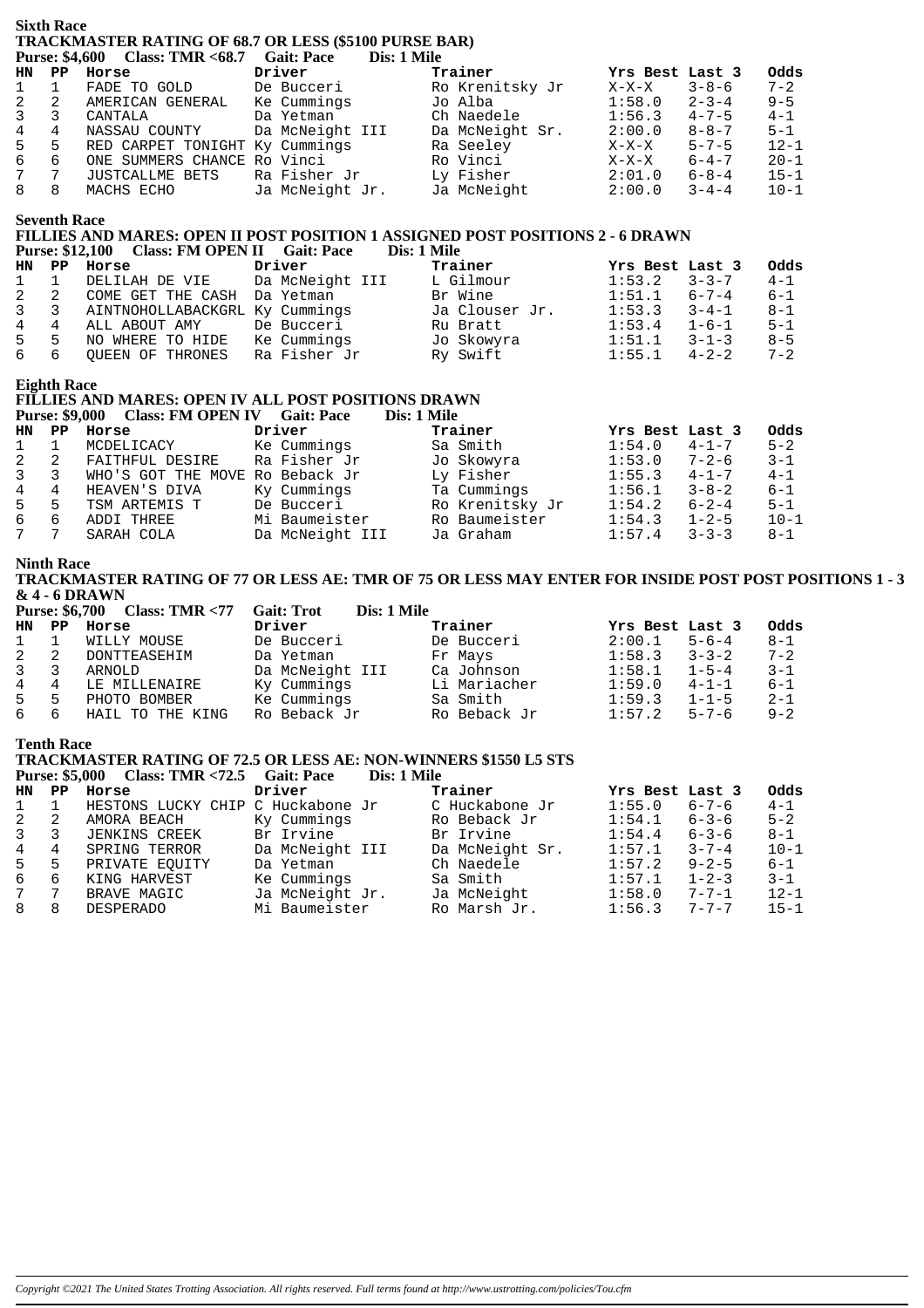## Sixth Race

**TRACKMASTER RATING OF 68.7 OR LESS ($5100 PURSE BAR)**

**Purse: $4,600 Class: TMR <68.7 Gait: Pace Dis: 1 Mile**

| HN | PP | Horse | Driver | Trainer | Yrs Best | Last 3 | Odds |
|---|---|---|---|---|---|---|---|
| 1 | 1 | FADE TO GOLD | De Bucceri | Ro Krenitsky Jr | X-X-X | 3-8-6 | 7-2 |
| 2 | 2 | AMERICAN GENERAL | Ke Cummings | Jo Alba | 1:58.0 | 2-3-4 | 9-5 |
| 3 | 3 | CANTALA | Da Yetman | Ch Naedele | 1:56.3 | 4-7-5 | 4-1 |
| 4 | 4 | NASSAU COUNTY | Da McNeight III | Da McNeight Sr. | 2:00.0 | 8-8-7 | 5-1 |
| 5 | 5 | RED CARPET TONIGHT | Ky Cummings | Ra Seeley | X-X-X | 5-7-5 | 12-1 |
| 6 | 6 | ONE SUMMERS CHANCE | Ro Vinci | Ro Vinci | X-X-X | 6-4-7 | 20-1 |
| 7 | 7 | JUSTCALLME BETS | Ra Fisher Jr | Ly Fisher | 2:01.0 | 6-8-4 | 15-1 |
| 8 | 8 | MACHS ECHO | Ja McNeight Jr. | Ja McNeight | 2:00.0 | 3-4-4 | 10-1 |

## Seventh Race

**FILLIES AND MARES: OPEN II POST POSITION 1 ASSIGNED POST POSITIONS 2 - 6 DRAWN**

**Purse: $12,100 Class: FM OPEN II Gait: Pace Dis: 1 Mile**

| HN | PP | Horse | Driver | Trainer | Yrs Best | Last 3 | Odds |
|---|---|---|---|---|---|---|---|
| 1 | 1 | DELILAH DE VIE | Da McNeight III | L Gilmour | 1:53.2 | 3-3-7 | 4-1 |
| 2 | 2 | COME GET THE CASH | Da Yetman | Br Wine | 1:51.1 | 6-7-4 | 6-1 |
| 3 | 3 | AINTNOHOLLABACKGRL | Ky Cummings | Ja Clouser Jr. | 1:53.3 | 3-4-1 | 8-1 |
| 4 | 4 | ALL ABOUT AMY | De Bucceri | Ru Bratt | 1:53.4 | 1-6-1 | 5-1 |
| 5 | 5 | NO WHERE TO HIDE | Ke Cummings | Jo Skowyra | 1:51.1 | 3-1-3 | 8-5 |
| 6 | 6 | QUEEN OF THRONES | Ra Fisher Jr | Ry Swift | 1:55.1 | 4-2-2 | 7-2 |

## Eighth Race

**FILLIES AND MARES: OPEN IV ALL POST POSITIONS DRAWN**

**Purse: $9,000 Class: FM OPEN IV Gait: Pace Dis: 1 Mile**

| HN | PP | Horse | Driver | Trainer | Yrs Best | Last 3 | Odds |
|---|---|---|---|---|---|---|---|
| 1 | 1 | MCDELICACY | Ke Cummings | Sa Smith | 1:54.0 | 4-1-7 | 5-2 |
| 2 | 2 | FAITHFUL DESIRE | Ra Fisher Jr | Jo Skowyra | 1:53.0 | 7-2-6 | 3-1 |
| 3 | 3 | WHO'S GOT THE MOVE | Ro Beback Jr | Ly Fisher | 1:55.3 | 4-1-7 | 4-1 |
| 4 | 4 | HEAVEN'S DIVA | Ky Cummings | Ta Cummings | 1:56.1 | 3-8-2 | 6-1 |
| 5 | 5 | TSM ARTEMIS T | De Bucceri | Ro Krenitsky Jr | 1:54.2 | 6-2-4 | 5-1 |
| 6 | 6 | ADDI THREE | Mi Baumeister | Ro Baumeister | 1:54.3 | 1-2-5 | 10-1 |
| 7 | 7 | SARAH COLA | Da McNeight III | Ja Graham | 1:57.4 | 3-3-3 | 8-1 |

## Ninth Race

**TRACKMASTER RATING OF 77 OR LESS AE: TMR OF 75 OR LESS MAY ENTER FOR INSIDE POST POST POSITIONS 1 - 3 & 4 - 6 DRAWN**

**Purse: $6,700 Class: TMR <77 Gait: Trot Dis: 1 Mile**

| HN | PP | Horse | Driver | Trainer | Yrs Best | Last 3 | Odds |
|---|---|---|---|---|---|---|---|
| 1 | 1 | WILLY MOUSE | De Bucceri | De Bucceri | 2:00.1 | 5-6-4 | 8-1 |
| 2 | 2 | DONTTEASEHIM | Da Yetman | Fr Mays | 1:58.3 | 3-3-2 | 7-2 |
| 3 | 3 | ARNOLD | Da McNeight III | Ca Johnson | 1:58.1 | 1-5-4 | 3-1 |
| 4 | 4 | LE MILLENAIRE | Ky Cummings | Li Mariacher | 1:59.0 | 4-1-1 | 6-1 |
| 5 | 5 | PHOTO BOMBER | Ke Cummings | Sa Smith | 1:59.3 | 1-1-5 | 2-1 |
| 6 | 6 | HAIL TO THE KING | Ro Beback Jr | Ro Beback Jr | 1:57.2 | 5-7-6 | 9-2 |

## Tenth Race

**TRACKMASTER RATING OF 72.5 OR LESS AE: NON-WINNERS $1550 L5 STS**

**Purse: $5,000 Class: TMR <72.5 Gait: Pace Dis: 1 Mile**

| HN | PP | Horse | Driver | Trainer | Yrs Best | Last 3 | Odds |
|---|---|---|---|---|---|---|---|
| 1 | 1 | HESTONS LUCKY CHIP | C Huckabone Jr | C Huckabone Jr | 1:55.0 | 6-7-6 | 4-1 |
| 2 | 2 | AMORA BEACH | Ky Cummings | Ro Beback Jr | 1:54.1 | 6-3-6 | 5-2 |
| 3 | 3 | JENKINS CREEK | Br Irvine | Br Irvine | 1:54.4 | 6-3-6 | 8-1 |
| 4 | 4 | SPRING TERROR | Da McNeight III | Da McNeight Sr. | 1:57.1 | 3-7-4 | 10-1 |
| 5 | 5 | PRIVATE EQUITY | Da Yetman | Ch Naedele | 1:57.2 | 9-2-5 | 6-1 |
| 6 | 6 | KING HARVEST | Ke Cummings | Sa Smith | 1:57.1 | 1-2-3 | 3-1 |
| 7 | 7 | BRAVE MAGIC | Ja McNeight Jr. | Ja McNeight | 1:58.0 | 7-7-1 | 12-1 |
| 8 | 8 | DESPERADO | Mi Baumeister | Ro Marsh Jr. | 1:56.3 | 7-7-7 | 15-1 |

*Copyright ©2021 The United States Trotting Association. All rights reserved. Full terms found at http://www.ustrotting.com/policies/Tou.cfm*